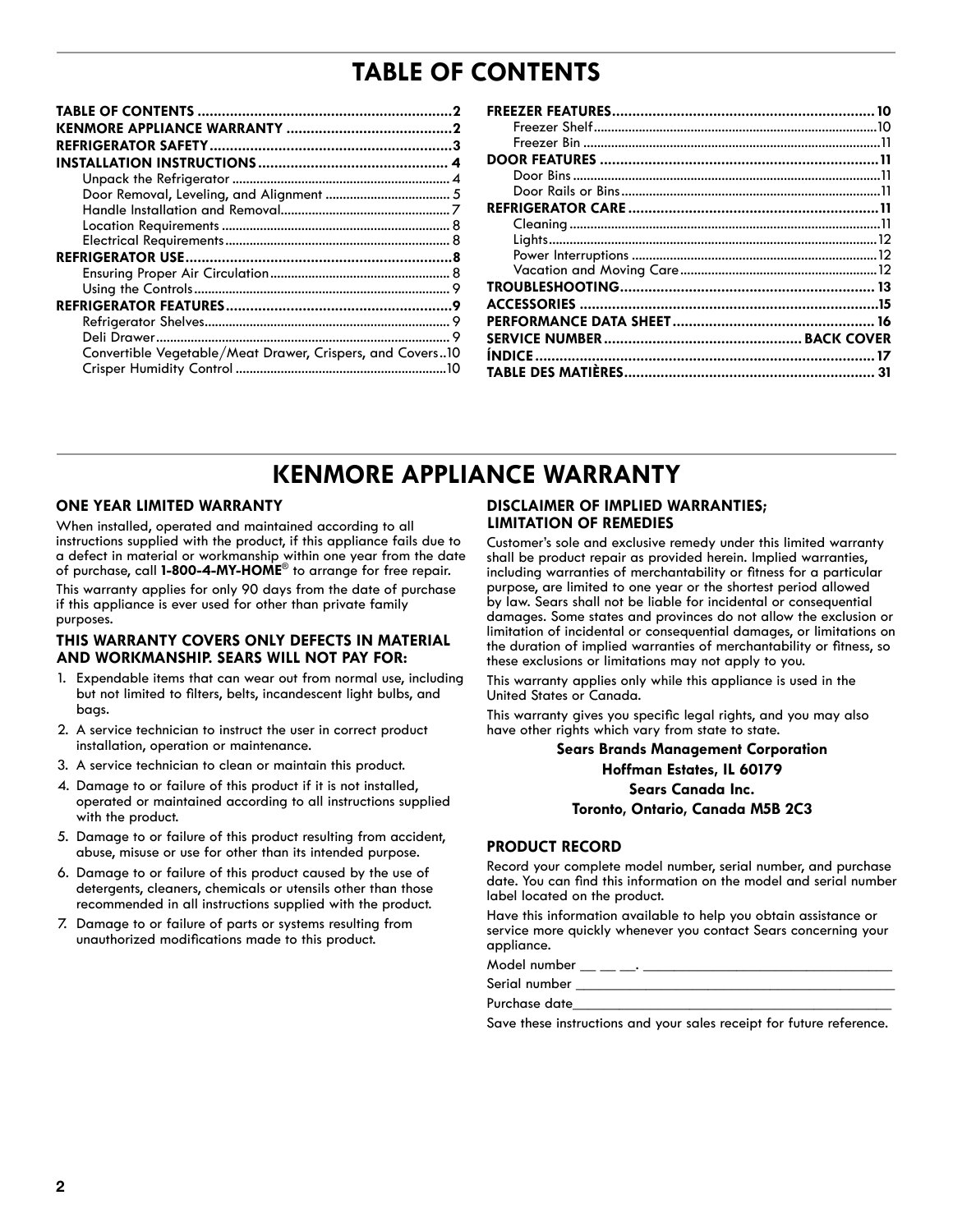# TABLE OF CONTENTS

- **TABLE OF CONTENTS** ........ 2
- **KENMORE APPLIANCE WARRANTY** ........ 2
- **REFRIGERATOR SAFETY** ........ 3
- **INSTALLATION INSTRUCTIONS** ........ 4
  - Unpack the Refrigerator ........ 4
  - Door Removal, Leveling, and Alignment ........ 5
  - Handle Installation and Removal ........ 7
  - Location Requirements ........ 8
  - Electrical Requirements ........ 8
- **REFRIGERATOR USE** ........ 8
  - Ensuring Proper Air Circulation ........ 8
  - Using the Controls ........ 9
- **REFRIGERATOR FEATURES** ........ 9
  - Refrigerator Shelves ........ 9
  - Deli Drawer ........ 9
  - Convertible Vegetable/Meat Drawer, Crispers, and Covers ........ 10
  - Crisper Humidity Control ........ 10
- **FREEZER FEATURES** ........ 10
  - Freezer Shelf ........ 10
  - Freezer Bin ........ 11
- **DOOR FEATURES** ........ 11
  - Door Bins ........ 11
  - Door Rails or Bins ........ 11
- **REFRIGERATOR CARE** ........ 11
  - Cleaning ........ 11
  - Lights ........ 12
  - Power Interruptions ........ 12
  - Vacation and Moving Care ........ 12
- **TROUBLESHOOTING** ........ 13
- **ACCESSORIES** ........ 15
- **PERFORMANCE DATA SHEET** ........ 16
- **SERVICE NUMBER** ........ BACK COVER
- **ÍNDICE** ........ 17
- **TABLE DES MATIÈRES** ........ 31

# KENMORE APPLIANCE WARRANTY

## ONE YEAR LIMITED WARRANTY

When installed, operated and maintained according to all instructions supplied with the product, if this appliance fails due to a defect in material or workmanship within one year from the date of purchase, call **1-800-4-MY-HOME®** to arrange for free repair.

This warranty applies for only 90 days from the date of purchase if this appliance is ever used for other than private family purposes.

## THIS WARRANTY COVERS ONLY DEFECTS IN MATERIAL AND WORKMANSHIP. SEARS WILL NOT PAY FOR:

1. Expendable items that can wear out from normal use, including but not limited to filters, belts, incandescent light bulbs, and bags.
2. A service technician to instruct the user in correct product installation, operation or maintenance.
3. A service technician to clean or maintain this product.
4. Damage to or failure of this product if it is not installed, operated or maintained according to all instructions supplied with the product.
5. Damage to or failure of this product resulting from accident, abuse, misuse or use for other than its intended purpose.
6. Damage to or failure of this product caused by the use of detergents, cleaners, chemicals or utensils other than those recommended in all instructions supplied with the product.
7. Damage to or failure of parts or systems resulting from unauthorized modifications made to this product.

## DISCLAIMER OF IMPLIED WARRANTIES; LIMITATION OF REMEDIES

Customer's sole and exclusive remedy under this limited warranty shall be product repair as provided herein. Implied warranties, including warranties of merchantability or fitness for a particular purpose, are limited to one year or the shortest period allowed by law. Sears shall not be liable for incidental or consequential damages. Some states and provinces do not allow the exclusion or limitation of incidental or consequential damages, or limitations on the duration of implied warranties of merchantability or fitness, so these exclusions or limitations may not apply to you.

This warranty applies only while this appliance is used in the United States or Canada.

This warranty gives you specific legal rights, and you may also have other rights which vary from state to state.

**Sears Brands Management Corporation**
**Hoffman Estates, IL 60179**
**Sears Canada Inc.**
**Toronto, Ontario, Canada M5B 2C3**

## PRODUCT RECORD

Record your complete model number, serial number, and purchase date. You can find this information on the model and serial number label located on the product.

Have this information available to help you obtain assistance or service more quickly whenever you contact Sears concerning your appliance.

Model number __ __ __. ______________________________

Serial number ______________________________

Purchase date______________________________

Save these instructions and your sales receipt for future reference.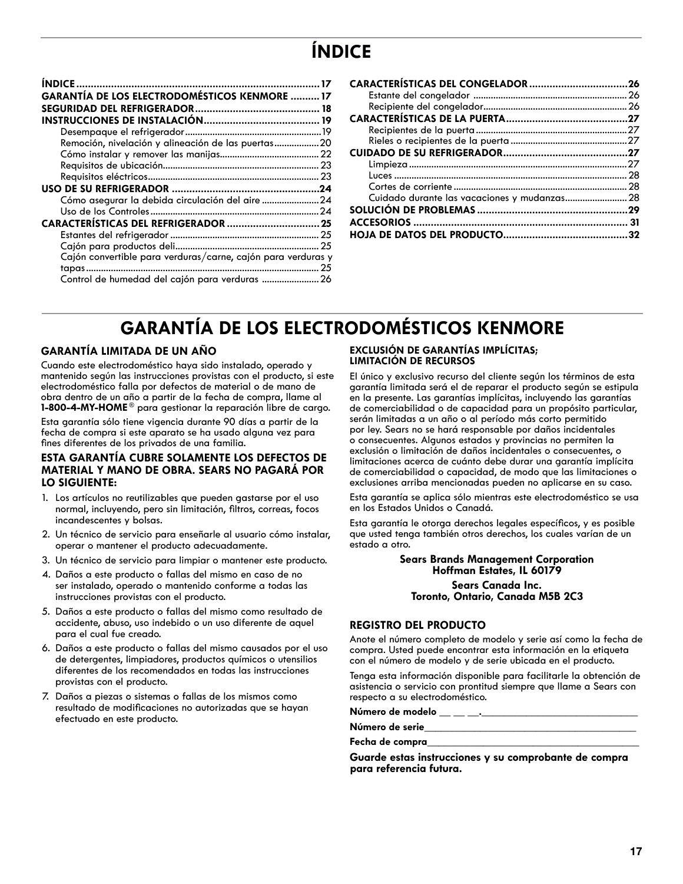# ÍNDICE

**ÍNDICE** .................................................................................. 17
**GARANTÍA DE LOS ELECTRODOMÉSTICOS KENMORE** .......... 17
**SEGURIDAD DEL REFRIGERADOR** ........................................... 18
**INSTRUCCIONES DE INSTALACIÓN** ........................................ 19
- Desempaque el refrigerador ...................................................... 19
- Remoción, nivelación y alineación de las puertas .................. 20
- Cómo instalar y remover las manijas ........................................ 22
- Requisitos de ubicación .............................................................. 23
- Requisitos eléctricos .................................................................... 23

**USO DE SU REFRIGERADOR** .................................................. 24
- Cómo asegurar la debida circulación del aire ....................... 24
- Uso de los Controles ................................................................... 24

**CARACTERÍSTICAS DEL REFRIGERADOR** ................................ 25
- Estantes del refrigerador ............................................................ 25
- Cajón para productos deli .......................................................... 25
- Cajón convertible para verduras/carne, cajón para verduras y tapas ............................................................................................. 25
- Control de humedad del cajón para verduras ....................... 26

**CARACTERÍSTICAS DEL CONGELADOR** .................................. 26
- Estante del congelador ............................................................... 26
- Recipiente del congelador .......................................................... 26

**CARACTERÍSTICAS DE LA PUERTA** .......................................... 27
- Recipientes de la puerta ............................................................. 27
- Rieles o recipientes de la puerta ............................................... 27

**CUIDADO DE SU REFRIGERADOR** ........................................... 27
- Limpieza ....................................................................................... 27
- Luces ............................................................................................. 28
- Cortes de corriente ..................................................................... 28
- Cuidado durante las vacaciones y mudanzas ......................... 28

**SOLUCIÓN DE PROBLEMAS** .................................................... 29
**ACCESORIOS** .......................................................................... 31
**HOJA DE DATOS DEL PRODUCTO** ........................................... 32

# GARANTÍA DE LOS ELECTRODOMÉSTICOS KENMORE

### GARANTÍA LIMITADA DE UN AÑO

Cuando este electrodoméstico haya sido instalado, operado y mantenido según las instrucciones provistas con el producto, si este electrodoméstico falla por defectos de material o de mano de obra dentro de un año a partir de la fecha de compra, llame al **1-800-4-MY-HOME®** para gestionar la reparación libre de cargo.

Esta garantía sólo tiene vigencia durante 90 días a partir de la fecha de compra si este aparato se ha usado alguna vez para fines diferentes de los privados de una familia.

### ESTA GARANTÍA CUBRE SOLAMENTE LOS DEFECTOS DE MATERIAL Y MANO DE OBRA. SEARS NO PAGARÁ POR LO SIGUIENTE:

1. Los artículos no reutilizables que pueden gastarse por el uso normal, incluyendo, pero sin limitación, filtros, correas, focos incandescentes y bolsas.
2. Un técnico de servicio para enseñarle al usuario cómo instalar, operar o mantener el producto adecuadamente.
3. Un técnico de servicio para limpiar o mantener este producto.
4. Daños a este producto o fallas del mismo en caso de no ser instalado, operado o mantenido conforme a todas las instrucciones provistas con el producto.
5. Daños a este producto o fallas del mismo como resultado de accidente, abuso, uso indebido o un uso diferente de aquel para el cual fue creado.
6. Daños a este producto o fallas del mismo causados por el uso de detergentes, limpiadores, productos químicos o utensilios diferentes de los recomendados en todas las instrucciones provistas con el producto.
7. Daños a piezas o sistemas o fallas de los mismos como resultado de modificaciones no autorizadas que se hayan efectuado en este producto.

### EXCLUSIÓN DE GARANTÍAS IMPLÍCITAS; LIMITACIÓN DE RECURSOS

El único y exclusivo recurso del cliente según los términos de esta garantía limitada será el de reparar el producto según se estipula en la presente. Las garantías implícitas, incluyendo las garantías de comerciabilidad o de capacidad para un propósito particular, serán limitadas a un año o al período más corto permitido por ley. Sears no se hará responsable por daños incidentales o consecuentes. Algunos estados y provincias no permiten la exclusión o limitación de daños incidentales o consecuentes, o limitaciones acerca de cuánto debe durar una garantía implícita de comerciabilidad o capacidad, de modo que las limitaciones o exclusiones arriba mencionadas pueden no aplicarse en su caso.

Esta garantía se aplica sólo mientras este electrodoméstico se usa en los Estados Unidos o Canadá.

Esta garantía le otorga derechos legales específicos, y es posible que usted tenga también otros derechos, los cuales varían de un estado a otro.

**Sears Brands Management Corporation**
**Hoffman Estates, IL 60179**

**Sears Canada Inc.**
**Toronto, Ontario, Canada M5B 2C3**

### REGISTRO DEL PRODUCTO

Anote el número completo de modelo y serie así como la fecha de compra. Usted puede encontrar esta información en la etiqueta con el número de modelo y de serie ubicada en el producto.

Tenga esta información disponible para facilitarle la obtención de asistencia o servicio con prontitud siempre que llame a Sears con respecto a su electrodoméstico.

**Número de modelo** __ __ __.______________________________

**Número de serie**________________________________________

**Fecha de compra**________________________________________

**Guarde estas instrucciones y su comprobante de compra para referencia futura.**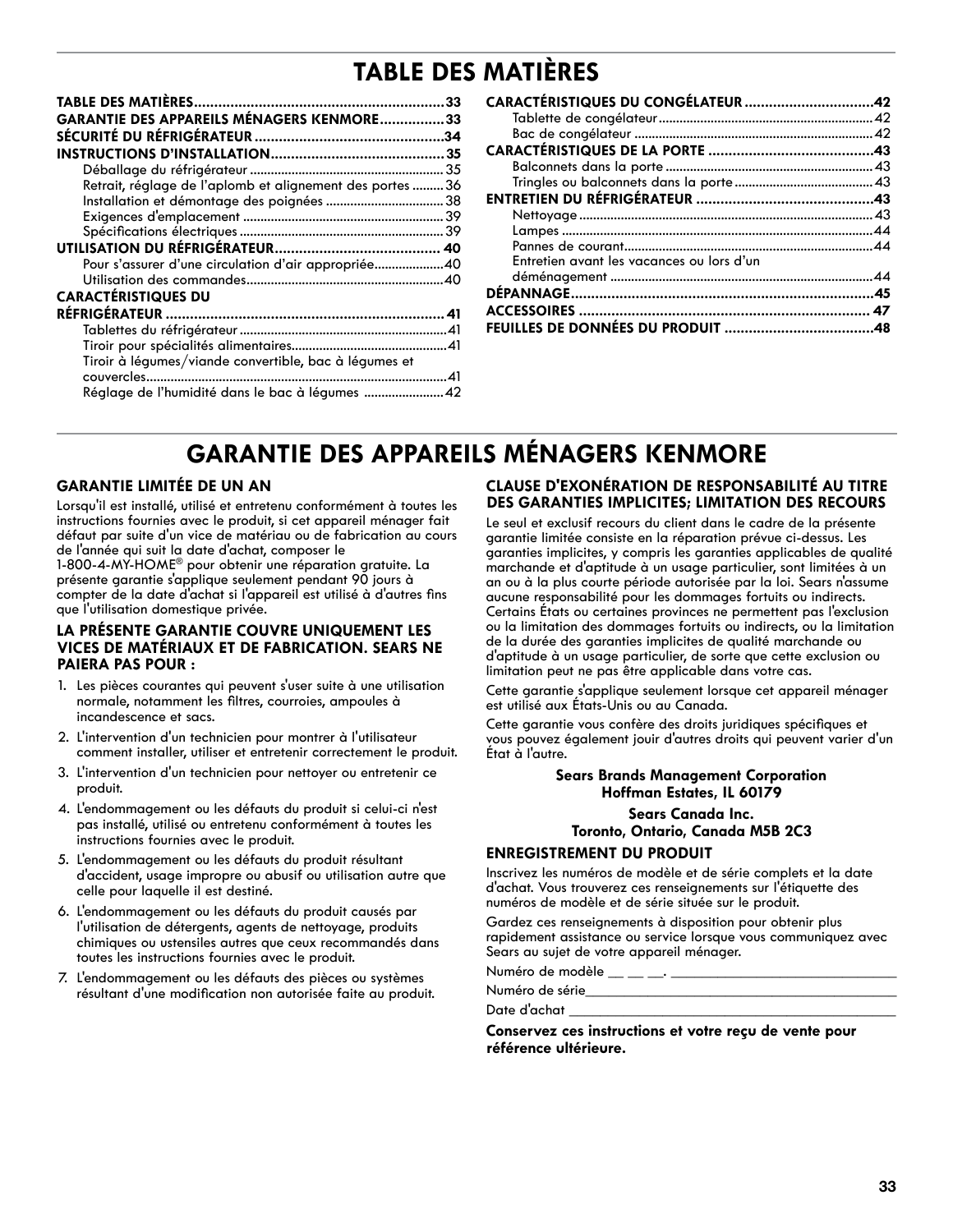# TABLE DES MATIÈRES

**TABLE DES MATIÈRES**.............................................................33
**GARANTIE DES APPAREILS MÉNAGERS KENMORE**................33
**SÉCURITÉ DU RÉFRIGÉRATEUR**...............................................34
**INSTRUCTIONS D'INSTALLATION**...........................................35
- Déballage du réfrigérateur ........................................................35
- Retrait, réglage de l'aplomb et alignement des portes .........36
- Installation et démontage des poignées ..................................38
- Exigences d'emplacement ..........................................................39
- Spécifications électriques ...........................................................39

**UTILISATION DU RÉFRIGÉRATEUR**......................................... 40
- Pour s'assurer d'une circulation d'air appropriée....................40
- Utilisation des commandes.........................................................40

**CARACTÉRISTIQUES DU RÉFRIGÉRATEUR** ..................................................................... 41
- Tablettes du réfrigérateur ............................................................41
- Tiroir pour spécialités alimentaires............................................41
- Tiroir à légumes/viande convertible, bac à légumes et couvercles.......................................................................................41
- Réglage de l'humidité dans le bac à légumes .......................42

**CARACTÉRISTIQUES DU CONGÉLATEUR**................................42
- Tablette de congélateur..............................................................42
- Bac de congélateur .....................................................................42

**CARACTÉRISTIQUES DE LA PORTE** .........................................43
- Balconnets dans la porte ............................................................43
- Tringles ou balconnets dans la porte........................................43

**ENTRETIEN DU RÉFRIGÉRATEUR** ............................................43
- Nettoyage .....................................................................................43
- Lampes ..........................................................................................44
- Pannes de courant........................................................................44
- Entretien avant les vacances ou lors d'un déménagement ...........................................................................44

**DÉPANNAGE**...........................................................................45
**ACCESSOIRES** ....................................................................... 47
**FEUILLES DE DONNÉES DU PRODUIT** .....................................48

# GARANTIE DES APPAREILS MÉNAGERS KENMORE

## GARANTIE LIMITÉE DE UN AN

Lorsqu'il est installé, utilisé et entretenu conformément à toutes les instructions fournies avec le produit, si cet appareil ménager fait défaut par suite d'un vice de matériau ou de fabrication au cours de l'année qui suit la date d'achat, composer le 1-800-4-MY-HOME® pour obtenir une réparation gratuite. La présente garantie s'applique seulement pendant 90 jours à compter de la date d'achat si l'appareil est utilisé à d'autres fins que l'utilisation domestique privée.

### LA PRÉSENTE GARANTIE COUVRE UNIQUEMENT LES VICES DE MATÉRIAUX ET DE FABRICATION. SEARS NE PAIERA PAS POUR :

1. Les pièces courantes qui peuvent s'user suite à une utilisation normale, notamment les filtres, courroies, ampoules à incandescence et sacs.
2. L'intervention d'un technicien pour montrer à l'utilisateur comment installer, utiliser et entretenir correctement le produit.
3. L'intervention d'un technicien pour nettoyer ou entretenir ce produit.
4. L'endommagement ou les défauts du produit si celui-ci n'est pas installé, utilisé ou entretenu conformément à toutes les instructions fournies avec le produit.
5. L'endommagement ou les défauts du produit résultant d'accident, usage impropre ou abusif ou utilisation autre que celle pour laquelle il est destiné.
6. L'endommagement ou les défauts du produit causés par l'utilisation de détergents, agents de nettoyage, produits chimiques ou ustensiles autres que ceux recommandés dans toutes les instructions fournies avec le produit.
7. L'endommagement ou les défauts des pièces ou systèmes résultant d'une modification non autorisée faite au produit.

## CLAUSE D'EXONÉRATION DE RESPONSABILITÉ AU TITRE DES GARANTIES IMPLICITES; LIMITATION DES RECOURS

Le seul et exclusif recours du client dans le cadre de la présente garantie limitée consiste en la réparation prévue ci-dessus. Les garanties implicites, y compris les garanties applicables de qualité marchande et d'aptitude à un usage particulier, sont limitées à un an ou à la plus courte période autorisée par la loi. Sears n'assume aucune responsabilité pour les dommages fortuits ou indirects. Certains États ou certaines provinces ne permettent pas l'exclusion ou la limitation des dommages fortuits ou indirects, ou la limitation de la durée des garanties implicites de qualité marchande ou d'aptitude à un usage particulier, de sorte que cette exclusion ou limitation peut ne pas être applicable dans votre cas.

Cette garantie s'applique seulement lorsque cet appareil ménager est utilisé aux États-Unis ou au Canada.

Cette garantie vous confère des droits juridiques spécifiques et vous pouvez également jouir d'autres droits qui peuvent varier d'un État à l'autre.

**Sears Brands Management Corporation**
**Hoffman Estates, IL 60179**

**Sears Canada Inc.**
**Toronto, Ontario, Canada M5B 2C3**

## ENREGISTREMENT DU PRODUIT

Inscrivez les numéros de modèle et de série complets et la date d'achat. Vous trouverez ces renseignements sur l'étiquette des numéros de modèle et de série située sur le produit.

Gardez ces renseignements à disposition pour obtenir plus rapidement assistance ou service lorsque vous communiquez avec Sears au sujet de votre appareil ménager.

Numéro de modèle __ __ __. ______________________________

Numéro de série______________________________________

Date d'achat _________________________________________

**Conservez ces instructions et votre reçu de vente pour référence ultérieure.**